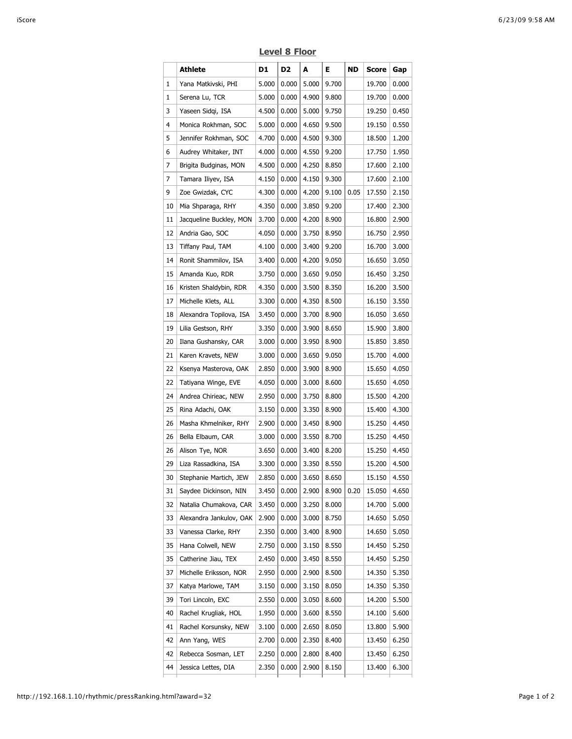## Level 8 Floor

| | Athlete | D1 | D2 | A | E | ND | Score | Gap |
|---|---|---|---|---|---|---|---|---|
| 1 | Yana Matkivski, PHI | 5.000 | 0.000 | 5.000 | 9.700 | | 19.700 | 0.000 |
| 1 | Serena Lu, TCR | 5.000 | 0.000 | 4.900 | 9.800 | | 19.700 | 0.000 |
| 3 | Yaseen Sidqi, ISA | 4.500 | 0.000 | 5.000 | 9.750 | | 19.250 | 0.450 |
| 4 | Monica Rokhman, SOC | 5.000 | 0.000 | 4.650 | 9.500 | | 19.150 | 0.550 |
| 5 | Jennifer Rokhman, SOC | 4.700 | 0.000 | 4.500 | 9.300 | | 18.500 | 1.200 |
| 6 | Audrey Whitaker, INT | 4.000 | 0.000 | 4.550 | 9.200 | | 17.750 | 1.950 |
| 7 | Brigita Budginas, MON | 4.500 | 0.000 | 4.250 | 8.850 | | 17.600 | 2.100 |
| 7 | Tamara Iliyev, ISA | 4.150 | 0.000 | 4.150 | 9.300 | | 17.600 | 2.100 |
| 9 | Zoe Gwizdak, CYC | 4.300 | 0.000 | 4.200 | 9.100 | 0.05 | 17.550 | 2.150 |
| 10 | Mia Shparaga, RHY | 4.350 | 0.000 | 3.850 | 9.200 | | 17.400 | 2.300 |
| 11 | Jacqueline Buckley, MON | 3.700 | 0.000 | 4.200 | 8.900 | | 16.800 | 2.900 |
| 12 | Andria Gao, SOC | 4.050 | 0.000 | 3.750 | 8.950 | | 16.750 | 2.950 |
| 13 | Tiffany Paul, TAM | 4.100 | 0.000 | 3.400 | 9.200 | | 16.700 | 3.000 |
| 14 | Ronit Shammilov, ISA | 3.400 | 0.000 | 4.200 | 9.050 | | 16.650 | 3.050 |
| 15 | Amanda Kuo, RDR | 3.750 | 0.000 | 3.650 | 9.050 | | 16.450 | 3.250 |
| 16 | Kristen Shaldybin, RDR | 4.350 | 0.000 | 3.500 | 8.350 | | 16.200 | 3.500 |
| 17 | Michelle Klets, ALL | 3.300 | 0.000 | 4.350 | 8.500 | | 16.150 | 3.550 |
| 18 | Alexandra Topilova, ISA | 3.450 | 0.000 | 3.700 | 8.900 | | 16.050 | 3.650 |
| 19 | Lilia Gestson, RHY | 3.350 | 0.000 | 3.900 | 8.650 | | 15.900 | 3.800 |
| 20 | Ilana Gushansky, CAR | 3.000 | 0.000 | 3.950 | 8.900 | | 15.850 | 3.850 |
| 21 | Karen Kravets, NEW | 3.000 | 0.000 | 3.650 | 9.050 | | 15.700 | 4.000 |
| 22 | Ksenya Masterova, OAK | 2.850 | 0.000 | 3.900 | 8.900 | | 15.650 | 4.050 |
| 22 | Tatiyana Winge, EVE | 4.050 | 0.000 | 3.000 | 8.600 | | 15.650 | 4.050 |
| 24 | Andrea Chirieac, NEW | 2.950 | 0.000 | 3.750 | 8.800 | | 15.500 | 4.200 |
| 25 | Rina Adachi, OAK | 3.150 | 0.000 | 3.350 | 8.900 | | 15.400 | 4.300 |
| 26 | Masha Khmelniker, RHY | 2.900 | 0.000 | 3.450 | 8.900 | | 15.250 | 4.450 |
| 26 | Bella Elbaum, CAR | 3.000 | 0.000 | 3.550 | 8.700 | | 15.250 | 4.450 |
| 26 | Alison Tye, NOR | 3.650 | 0.000 | 3.400 | 8.200 | | 15.250 | 4.450 |
| 29 | Liza Rassadkina, ISA | 3.300 | 0.000 | 3.350 | 8.550 | | 15.200 | 4.500 |
| 30 | Stephanie Martich, JEW | 2.850 | 0.000 | 3.650 | 8.650 | | 15.150 | 4.550 |
| 31 | Saydee Dickinson, NIN | 3.450 | 0.000 | 2.900 | 8.900 | 0.20 | 15.050 | 4.650 |
| 32 | Natalia Chumakova, CAR | 3.450 | 0.000 | 3.250 | 8.000 | | 14.700 | 5.000 |
| 33 | Alexandra Jankulov, OAK | 2.900 | 0.000 | 3.000 | 8.750 | | 14.650 | 5.050 |
| 33 | Vanessa Clarke, RHY | 2.350 | 0.000 | 3.400 | 8.900 | | 14.650 | 5.050 |
| 35 | Hana Colwell, NEW | 2.750 | 0.000 | 3.150 | 8.550 | | 14.450 | 5.250 |
| 35 | Catherine Jiau, TEX | 2.450 | 0.000 | 3.450 | 8.550 | | 14.450 | 5.250 |
| 37 | Michelle Eriksson, NOR | 2.950 | 0.000 | 2.900 | 8.500 | | 14.350 | 5.350 |
| 37 | Katya Marlowe, TAM | 3.150 | 0.000 | 3.150 | 8.050 | | 14.350 | 5.350 |
| 39 | Tori Lincoln, EXC | 2.550 | 0.000 | 3.050 | 8.600 | | 14.200 | 5.500 |
| 40 | Rachel Krugliak, HOL | 1.950 | 0.000 | 3.600 | 8.550 | | 14.100 | 5.600 |
| 41 | Rachel Korsunsky, NEW | 3.100 | 0.000 | 2.650 | 8.050 | | 13.800 | 5.900 |
| 42 | Ann Yang, WES | 2.700 | 0.000 | 2.350 | 8.400 | | 13.450 | 6.250 |
| 42 | Rebecca Sosman, LET | 2.250 | 0.000 | 2.800 | 8.400 | | 13.450 | 6.250 |
| 44 | Jessica Lettes, DIA | 2.350 | 0.000 | 2.900 | 8.150 | | 13.400 | 6.300 |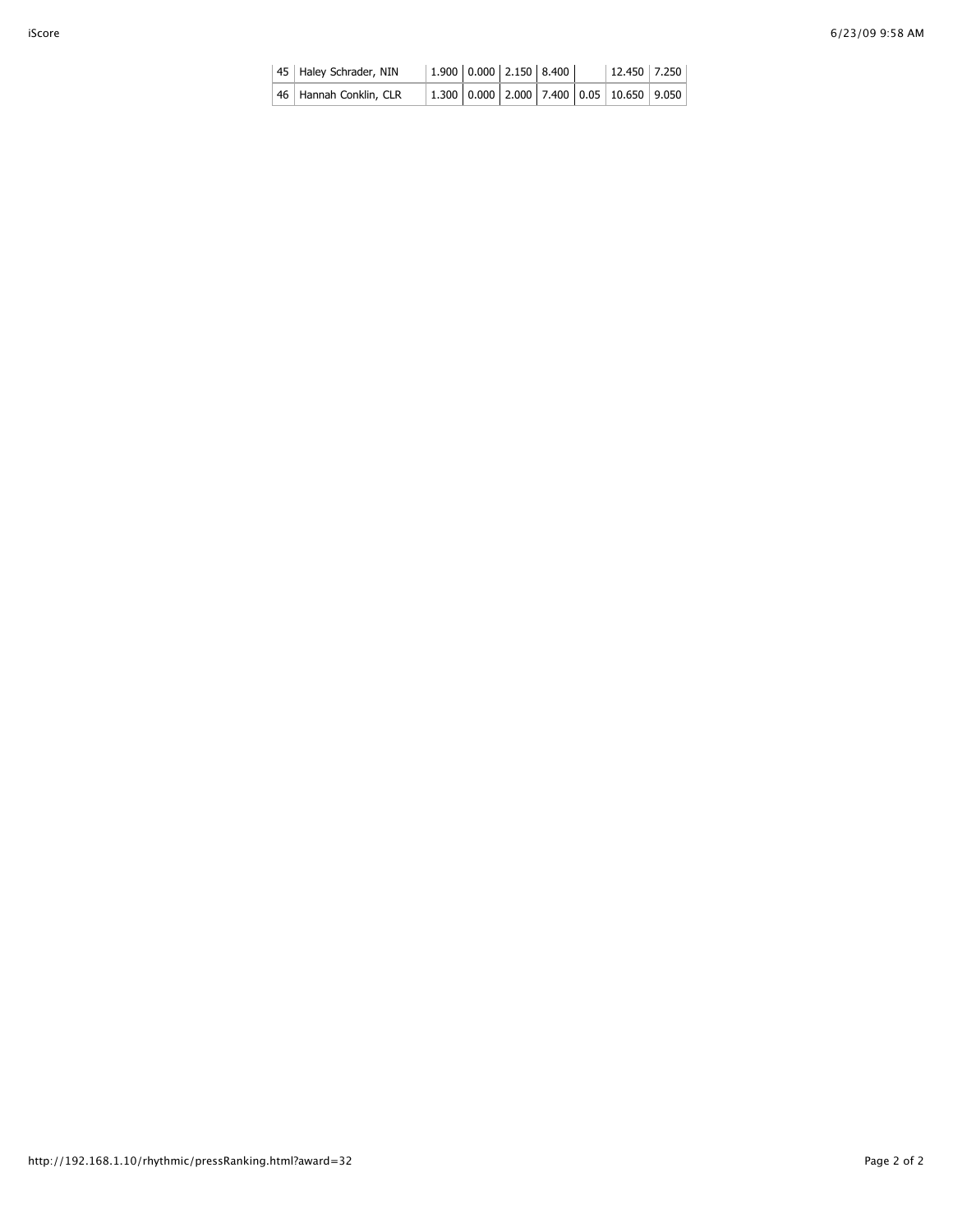| | | | | | | | | |
|---|---|---|---|---|---|---|---|---|
| 45 | Haley Schrader, NIN | 1.900 | 0.000 | 2.150 | 8.400 | | 12.450 | 7.250 |
| 46 | Hannah Conklin, CLR | 1.300 | 0.000 | 2.000 | 7.400 | 0.05 | 10.650 | 9.050 |